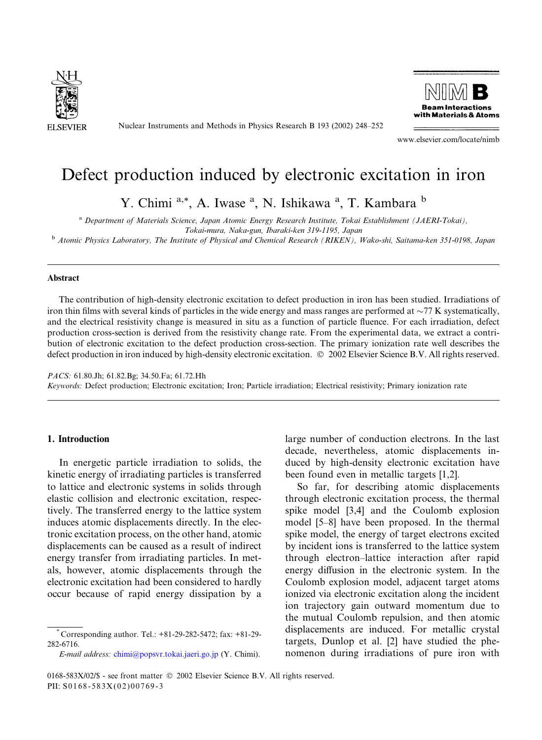# Defect production induced by electronic excitation in iron

Y. Chimi [a,*], A. Iwase [a], N. Ishikawa [a], T. Kambara [b]

[a] Department of Materials Science, Japan Atomic Energy Research Institute, Tokai Establishment (JAERI-Tokai), Tokai-mura, Naka-gun, Ibaraki-ken 319-1195, Japan

[b] Atomic Physics Laboratory, The Institute of Physical and Chemical Research (RIKEN), Wako-shi, Saitama-ken 351-0198, Japan

## Abstract

The contribution of high-density electronic excitation to defect production in iron has been studied. Irradiations of iron thin films with several kinds of particles in the wide energy and mass ranges are performed at ~77 K systematically, and the electrical resistivity change is measured in situ as a function of particle fluence. For each irradiation, defect production cross-section is derived from the resistivity change rate. From the experimental data, we extract a contribution of electronic excitation to the defect production cross-section. The primary ionization rate well describes the defect production in iron induced by high-density electronic excitation. © 2002 Elsevier Science B.V. All rights reserved.

*PACS:* 61.80.Jh; 61.82.Bg; 34.50.Fa; 61.72.Hh

*Keywords:* Defect production; Electronic excitation; Iron; Particle irradiation; Electrical resistivity; Primary ionization rate

## 1. Introduction

In energetic particle irradiation to solids, the kinetic energy of irradiating particles is transferred to lattice and electronic systems in solids through elastic collision and electronic excitation, respectively. The transferred energy to the lattice system induces atomic displacements directly. In the electronic excitation process, on the other hand, atomic displacements can be caused as a result of indirect energy transfer from irradiating particles. In metals, however, atomic displacements through the electronic excitation had been considered to hardly occur because of rapid energy dissipation by a large number of conduction electrons. In the last decade, nevertheless, atomic displacements induced by high-density electronic excitation have been found even in metallic targets [1,2].

So far, for describing atomic displacements through electronic excitation process, the thermal spike model [3,4] and the Coulomb explosion model [5–8] have been proposed. In the thermal spike model, the energy of target electrons excited by incident ions is transferred to the lattice system through electron–lattice interaction after rapid energy diffusion in the electronic system. In the Coulomb explosion model, adjacent target atoms ionized via electronic excitation along the incident ion trajectory gain outward momentum due to the mutual Coulomb repulsion, and then atomic displacements are induced. For metallic crystal targets, Dunlop et al. [2] have studied the phenomenon during irradiations of pure iron with

* Corresponding author. Tel.: +81-29-282-5472; fax: +81-29-282-6716.

*E-mail address:* chimi@popsvr.tokai.jaeri.go.jp (Y. Chimi).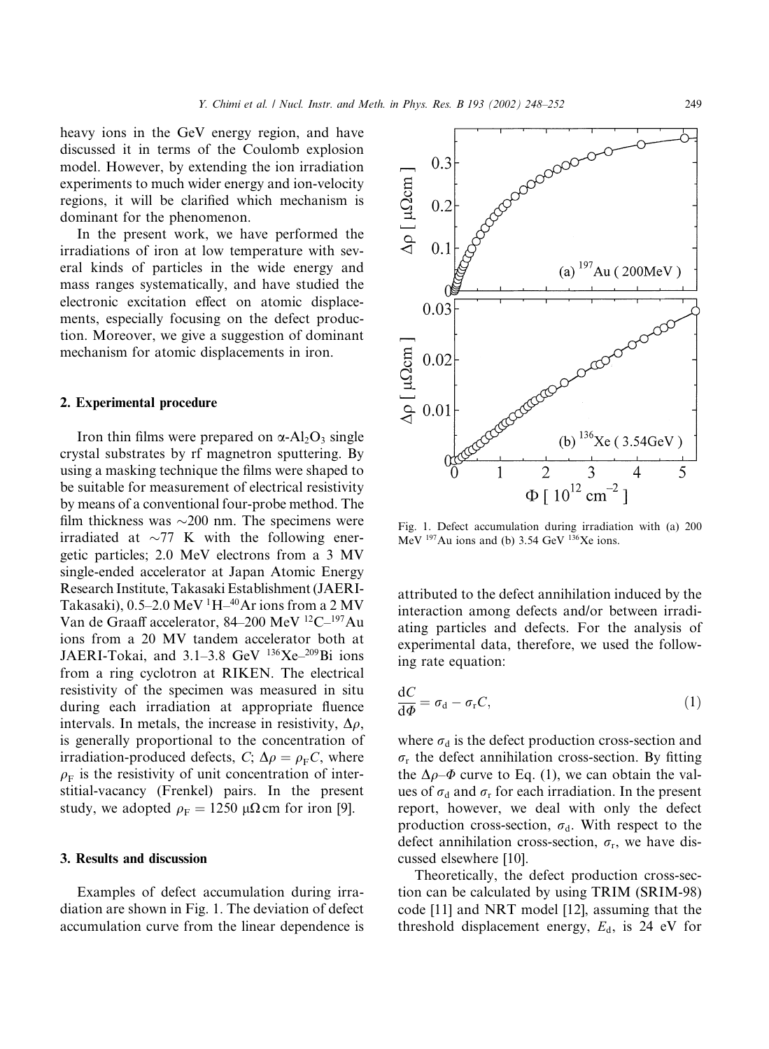heavy ions in the GeV energy region, and have discussed it in terms of the Coulomb explosion model. However, by extending the ion irradiation experiments to much wider energy and ion-velocity regions, it will be clarified which mechanism is dominant for the phenomenon.

In the present work, we have performed the irradiations of iron at low temperature with several kinds of particles in the wide energy and mass ranges systematically, and have studied the electronic excitation effect on atomic displacements, especially focusing on the defect production. Moreover, we give a suggestion of dominant mechanism for atomic displacements in iron.

## 2. Experimental procedure

Iron thin films were prepared on $\alpha$-$Al_2O_3$ single crystal substrates by rf magnetron sputtering. By using a masking technique the films were shaped to be suitable for measurement of electrical resistivity by means of a conventional four-probe method. The film thickness was ~200 nm. The specimens were irradiated at ~77 K with the following energetic particles; 2.0 MeV electrons from a 3 MV single-ended accelerator at Japan Atomic Energy Research Institute, Takasaki Establishment (JAERI-Takasaki), 0.5–2.0 MeV $^{1}$H–$^{40}$Ar ions from a 2 MV Van de Graaff accelerator, 84–200 MeV $^{12}$C–$^{197}$Au ions from a 20 MV tandem accelerator both at JAERI-Tokai, and 3.1–3.8 GeV $^{136}$Xe–$^{209}$Bi ions from a ring cyclotron at RIKEN. The electrical resistivity of the specimen was measured in situ during each irradiation at appropriate fluence intervals. In metals, the increase in resistivity, $\Delta\rho$, is generally proportional to the concentration of irradiation-produced defects, $C$; $\Delta\rho = \rho_F C$, where $\rho_F$ is the resistivity of unit concentration of interstitial-vacancy (Frenkel) pairs. In the present study, we adopted $\rho_F = 1250\ \mu\Omega\,\text{cm}$ for iron [9].

## 3. Results and discussion

Examples of defect accumulation during irradiation are shown in Fig. 1. The deviation of defect accumulation curve from the linear dependence is attributed to the defect annihilation induced by the interaction among defects and/or between irradiating particles and defects. For the analysis of experimental data, therefore, we used the following rate equation:

$$\frac{dC}{d\Phi} = \sigma_d - \sigma_r C, \tag{1}$$

where $\sigma_d$ is the defect production cross-section and $\sigma_r$ the defect annihilation cross-section. By fitting the $\Delta\rho$–$\Phi$ curve to Eq. (1), we can obtain the values of $\sigma_d$ and $\sigma_r$ for each irradiation. In the present report, however, we deal with only the defect production cross-section, $\sigma_d$. With respect to the defect annihilation cross-section, $\sigma_r$, we have discussed elsewhere [10].

Theoretically, the defect production cross-section can be calculated by using TRIM (SRIM-98) code [11] and NRT model [12], assuming that the threshold displacement energy, $E_d$, is 24 eV for

Fig. 1. Defect accumulation during irradiation with (a) 200 MeV $^{197}$Au ions and (b) 3.54 GeV $^{136}$Xe ions.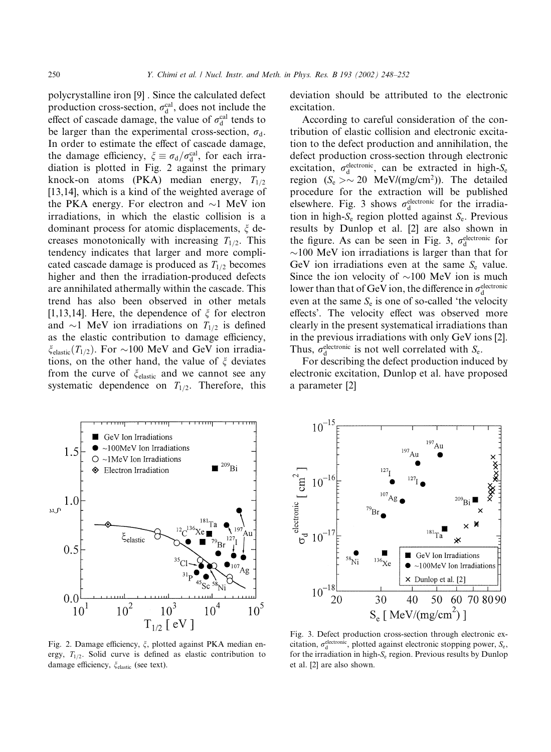polycrystalline iron [9] . Since the calculated defect production cross-section, $\sigma_d^{cal}$, does not include the effect of cascade damage, the value of $\sigma_d^{cal}$ tends to be larger than the experimental cross-section, $\sigma_d$. In order to estimate the effect of cascade damage, the damage efficiency, $\xi \equiv \sigma_d/\sigma_d^{cal}$, for each irradiation is plotted in Fig. 2 against the primary knock-on atoms (PKA) median energy, $T_{1/2}$ [13,14], which is a kind of the weighted average of the PKA energy. For electron and ~1 MeV ion irradiations, in which the elastic collision is a dominant process for atomic displacements, $\xi$ decreases monotonically with increasing $T_{1/2}$. This tendency indicates that larger and more complicated cascade damage is produced as $T_{1/2}$ becomes higher and then the irradiation-produced defects are annihilated athermally within the cascade. This trend has also been observed in other metals [1,13,14]. Here, the dependence of $\xi$ for electron and ~1 MeV ion irradiations on $T_{1/2}$ is defined as the elastic contribution to damage efficiency, $\xi_{elastic}(T_{1/2})$. For ~100 MeV and GeV ion irradiations, on the other hand, the value of $\xi$ deviates from the curve of $\xi_{elastic}$ and we cannot see any systematic dependence on $T_{1/2}$. Therefore, this deviation should be attributed to the electronic excitation.

According to careful consideration of the contribution of elastic collision and electronic excitation to the defect production and annihilation, the defect production cross-section through electronic excitation, $\sigma_d^{electronic}$, can be extracted in high-$S_e$ region ($S_e >\sim 20$ MeV/(mg/cm$^2$)). The detailed procedure for the extraction will be published elsewhere. Fig. 3 shows $\sigma_d^{electronic}$ for the irradiation in high-$S_e$ region plotted against $S_e$. Previous results by Dunlop et al. [2] are also shown in the figure. As can be seen in Fig. 3, $\sigma_d^{electronic}$ for ~100 MeV ion irradiations is larger than that for GeV ion irradiations even at the same $S_e$ value. Since the ion velocity of ~100 MeV ion is much lower than that of GeV ion, the difference in $\sigma_d^{electronic}$ even at the same $S_e$ is one of so-called 'the velocity effects'. The velocity effect was observed more clearly in the present systematical irradiations than in the previous irradiations with only GeV ions [2]. Thus, $\sigma_d^{electronic}$ is not well correlated with $S_e$.

For describing the defect production induced by electronic excitation, Dunlop et al. have proposed a parameter [2]

Fig. 2. Damage efficiency, $\xi$, plotted against PKA median energy, $T_{1/2}$. Solid curve is defined as elastic contribution to damage efficiency, $\xi_{elastic}$ (see text).

Fig. 3. Defect production cross-section through electronic excitation, $\sigma_d^{electronic}$, plotted against electronic stopping power, $S_e$, for the irradiation in high-$S_e$ region. Previous results by Dunlop et al. [2] are also shown.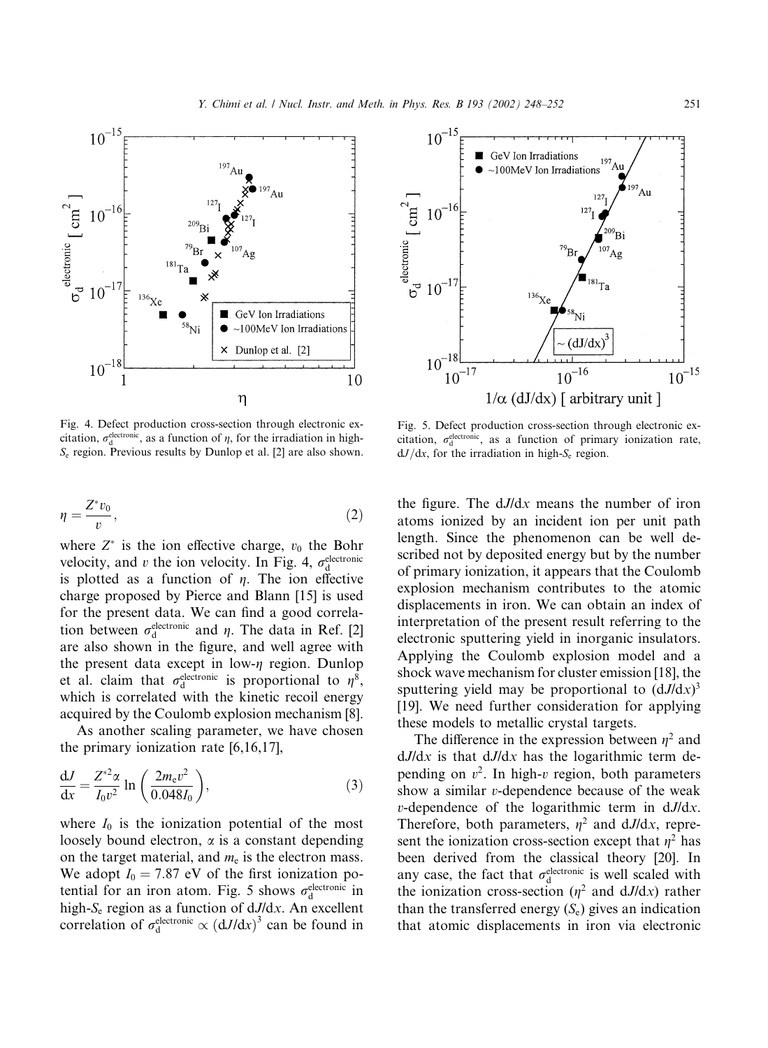Fig. 4. Defect production cross-section through electronic excitation, $\sigma_d^{electronic}$, as a function of $\eta$, for the irradiation in high-$S_e$ region. Previous results by Dunlop et al. [2] are also shown.

Fig. 5. Defect production cross-section through electronic excitation, $\sigma_d^{electronic}$, as a function of primary ionization rate, $dJ/dx$, for the irradiation in high-$S_e$ region.

$$\eta = \frac{Z^* v_0}{v}, \tag{2}$$

where $Z^*$ is the ion effective charge, $v_0$ the Bohr velocity, and $v$ the ion velocity. In Fig. 4, $\sigma_d^{electronic}$ is plotted as a function of $\eta$. The ion effective charge proposed by Pierce and Blann [15] is used for the present data. We can find a good correlation between $\sigma_d^{electronic}$ and $\eta$. The data in Ref. [2] are also shown in the figure, and well agree with the present data except in low-$\eta$ region. Dunlop et al. claim that $\sigma_d^{electronic}$ is proportional to $\eta^8$, which is correlated with the kinetic recoil energy acquired by the Coulomb explosion mechanism [8].

As another scaling parameter, we have chosen the primary ionization rate [6,16,17],

$$\frac{dJ}{dx} = \frac{Z^{*2}\alpha}{I_0 v^2} \ln\left(\frac{2m_e v^2}{0.048 I_0}\right), \tag{3}$$

where $I_0$ is the ionization potential of the most loosely bound electron, $\alpha$ is a constant depending on the target material, and $m_e$ is the electron mass. We adopt $I_0 = 7.87$ eV of the first ionization potential for an iron atom. Fig. 5 shows $\sigma_d^{electronic}$ in high-$S_e$ region as a function of $dJ/dx$. An excellent correlation of $\sigma_d^{electronic} \propto (dJ/dx)^3$ can be found in the figure. The $dJ/dx$ means the number of iron atoms ionized by an incident ion per unit path length. Since the phenomenon can be well described not by deposited energy but by the number of primary ionization, it appears that the Coulomb explosion mechanism contributes to the atomic displacements in iron. We can obtain an index of interpretation of the present result referring to the electronic sputtering yield in inorganic insulators. Applying the Coulomb explosion model and a shock wave mechanism for cluster emission [18], the sputtering yield may be proportional to $(dJ/dx)^3$ [19]. We need further consideration for applying these models to metallic crystal targets.

The difference in the expression between $\eta^2$ and $dJ/dx$ is that $dJ/dx$ has the logarithmic term depending on $v^2$. In high-$v$ region, both parameters show a similar $v$-dependence because of the weak $v$-dependence of the logarithmic term in $dJ/dx$. Therefore, both parameters, $\eta^2$ and $dJ/dx$, represent the ionization cross-section except that $\eta^2$ has been derived from the classical theory [20]. In any case, the fact that $\sigma_d^{electronic}$ is well scaled with the ionization cross-section ($\eta^2$ and $dJ/dx$) rather than the transferred energy ($S_e$) gives an indication that atomic displacements in iron via electronic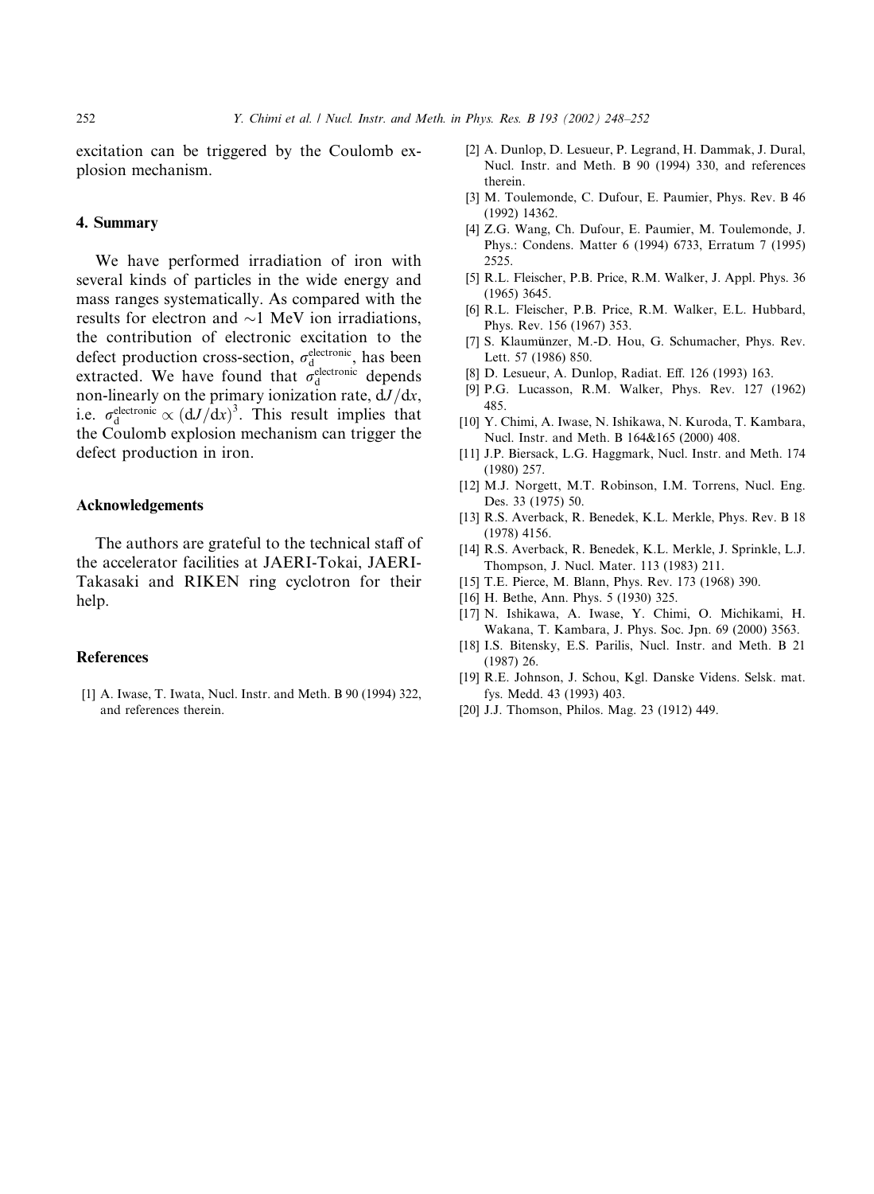excitation can be triggered by the Coulomb explosion mechanism.

## 4. Summary

We have performed irradiation of iron with several kinds of particles in the wide energy and mass ranges systematically. As compared with the results for electron and ~1 MeV ion irradiations, the contribution of electronic excitation to the defect production cross-section, $\sigma_d^{\text{electronic}}$, has been extracted. We have found that $\sigma_d^{\text{electronic}}$ depends non-linearly on the primary ionization rate, $dJ/dx$, i.e. $\sigma_d^{\text{electronic}} \propto (dJ/dx)^3$. This result implies that the Coulomb explosion mechanism can trigger the defect production in iron.

## Acknowledgements

The authors are grateful to the technical staff of the accelerator facilities at JAERI-Tokai, JAERI-Takasaki and RIKEN ring cyclotron for their help.

## References

[1] A. Iwase, T. Iwata, Nucl. Instr. and Meth. B 90 (1994) 322, and references therein.

[2] A. Dunlop, D. Lesueur, P. Legrand, H. Dammak, J. Dural, Nucl. Instr. and Meth. B 90 (1994) 330, and references therein.

[3] M. Toulemonde, C. Dufour, E. Paumier, Phys. Rev. B 46 (1992) 14362.

[4] Z.G. Wang, Ch. Dufour, E. Paumier, M. Toulemonde, J. Phys.: Condens. Matter 6 (1994) 6733, Erratum 7 (1995) 2525.

[5] R.L. Fleischer, P.B. Price, R.M. Walker, J. Appl. Phys. 36 (1965) 3645.

[6] R.L. Fleischer, P.B. Price, R.M. Walker, E.L. Hubbard, Phys. Rev. 156 (1967) 353.

[7] S. Klaumünzer, M.-D. Hou, G. Schumacher, Phys. Rev. Lett. 57 (1986) 850.

[8] D. Lesueur, A. Dunlop, Radiat. Eff. 126 (1993) 163.

[9] P.G. Lucasson, R.M. Walker, Phys. Rev. 127 (1962) 485.

[10] Y. Chimi, A. Iwase, N. Ishikawa, N. Kuroda, T. Kambara, Nucl. Instr. and Meth. B 164&165 (2000) 408.

[11] J.P. Biersack, L.G. Haggmark, Nucl. Instr. and Meth. 174 (1980) 257.

[12] M.J. Norgett, M.T. Robinson, I.M. Torrens, Nucl. Eng. Des. 33 (1975) 50.

[13] R.S. Averback, R. Benedek, K.L. Merkle, Phys. Rev. B 18 (1978) 4156.

[14] R.S. Averback, R. Benedek, K.L. Merkle, J. Sprinkle, L.J. Thompson, J. Nucl. Mater. 113 (1983) 211.

[15] T.E. Pierce, M. Blann, Phys. Rev. 173 (1968) 390.

[16] H. Bethe, Ann. Phys. 5 (1930) 325.

[17] N. Ishikawa, A. Iwase, Y. Chimi, O. Michikami, H. Wakana, T. Kambara, J. Phys. Soc. Jpn. 69 (2000) 3563.

[18] I.S. Bitensky, E.S. Parilis, Nucl. Instr. and Meth. B 21 (1987) 26.

[19] R.E. Johnson, J. Schou, Kgl. Danske Videns. Selsk. mat. fys. Medd. 43 (1993) 403.

[20] J.J. Thomson, Philos. Mag. 23 (1912) 449.